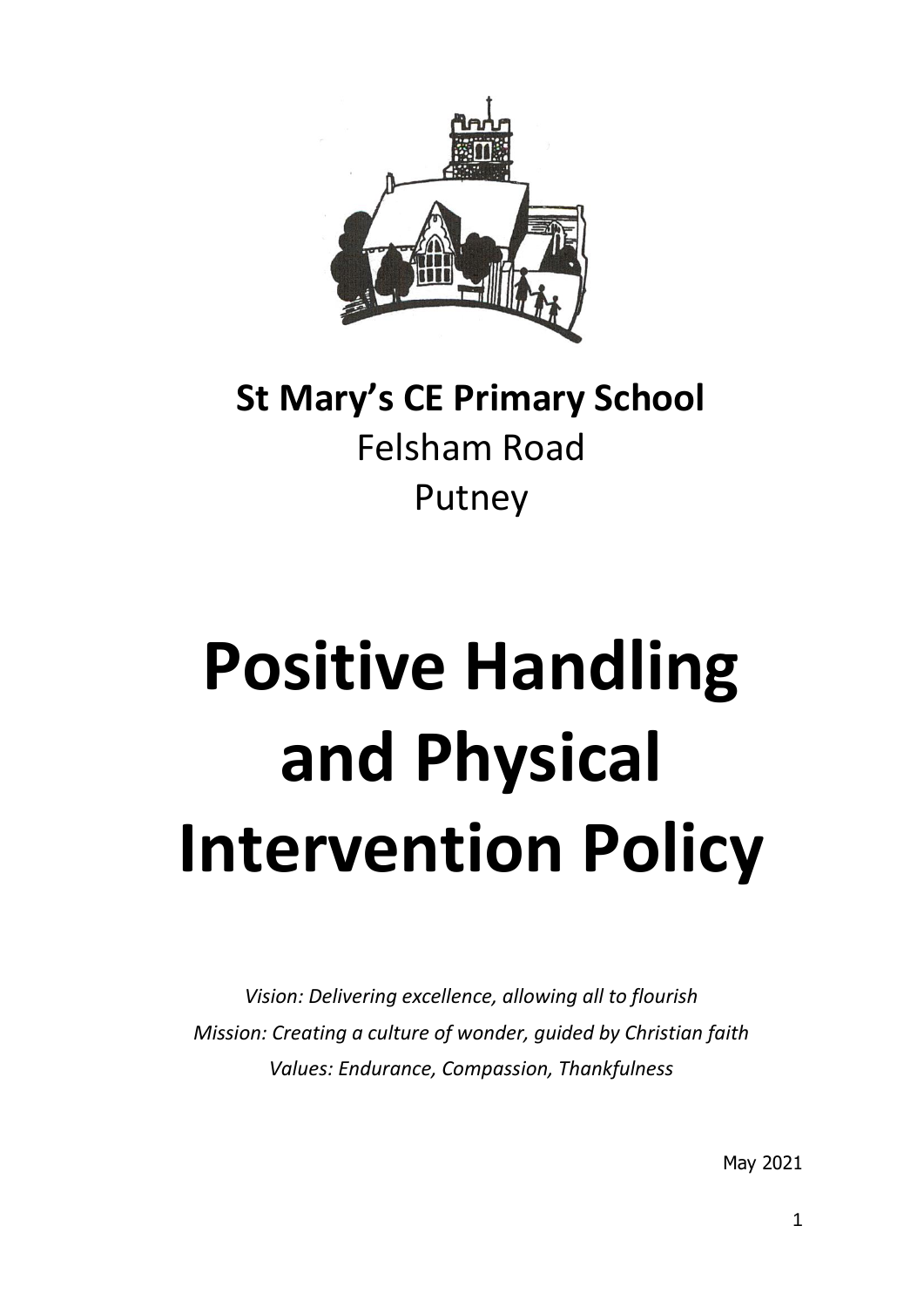**St Mary's CE Primary School**
Felsham Road
Putney

# Positive Handling and Physical Intervention Policy

*Vision: Delivering excellence, allowing all to flourish*
*Mission: Creating a culture of wonder, guided by Christian faith*
*Values: Endurance, Compassion, Thankfulness*

May 2021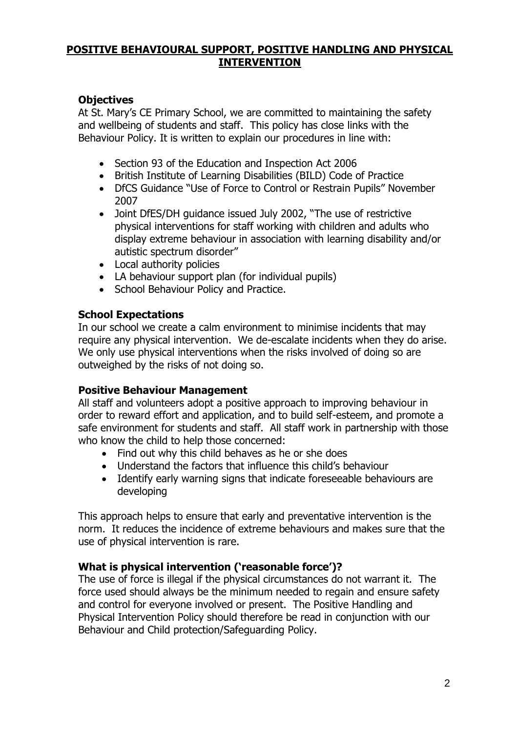## POSITIVE BEHAVIOURAL SUPPORT, POSITIVE HANDLING AND PHYSICAL INTERVENTION

### Objectives

At St. Mary's CE Primary School, we are committed to maintaining the safety and wellbeing of students and staff. This policy has close links with the Behaviour Policy. It is written to explain our procedures in line with:

- Section 93 of the Education and Inspection Act 2006
- British Institute of Learning Disabilities (BILD) Code of Practice
- DfCS Guidance "Use of Force to Control or Restrain Pupils" November 2007
- Joint DfES/DH guidance issued July 2002, "The use of restrictive physical interventions for staff working with children and adults who display extreme behaviour in association with learning disability and/or autistic spectrum disorder"
- Local authority policies
- LA behaviour support plan (for individual pupils)
- School Behaviour Policy and Practice.

### School Expectations

In our school we create a calm environment to minimise incidents that may require any physical intervention. We de-escalate incidents when they do arise. We only use physical interventions when the risks involved of doing so are outweighed by the risks of not doing so.

### Positive Behaviour Management

All staff and volunteers adopt a positive approach to improving behaviour in order to reward effort and application, and to build self-esteem, and promote a safe environment for students and staff. All staff work in partnership with those who know the child to help those concerned:

- Find out why this child behaves as he or she does
- Understand the factors that influence this child's behaviour
- Identify early warning signs that indicate foreseeable behaviours are developing

This approach helps to ensure that early and preventative intervention is the norm. It reduces the incidence of extreme behaviours and makes sure that the use of physical intervention is rare.

### What is physical intervention ('reasonable force')?

The use of force is illegal if the physical circumstances do not warrant it. The force used should always be the minimum needed to regain and ensure safety and control for everyone involved or present. The Positive Handling and Physical Intervention Policy should therefore be read in conjunction with our Behaviour and Child protection/Safeguarding Policy.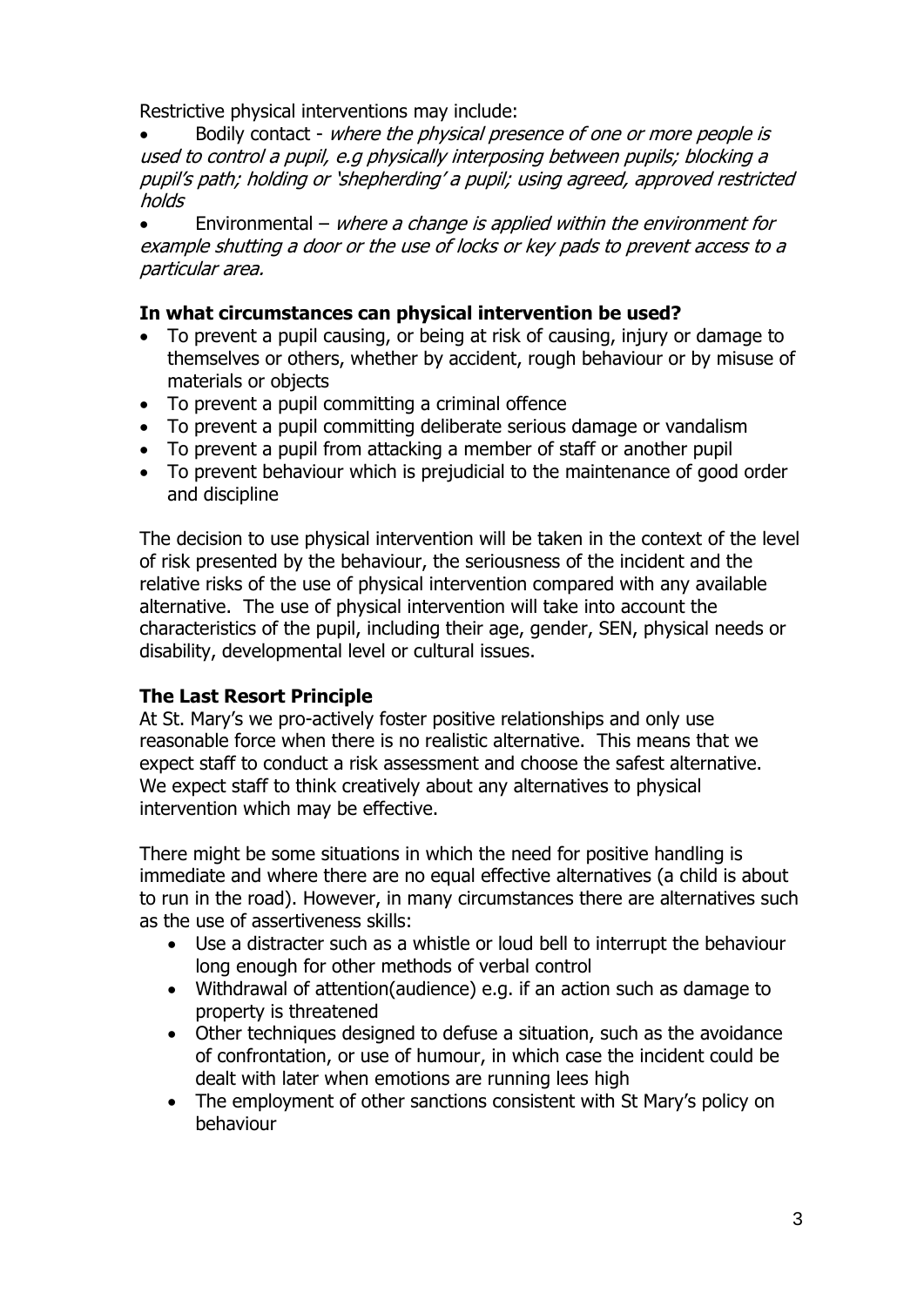Restrictive physical interventions may include:

- Bodily contact - *where the physical presence of one or more people is used to control a pupil, e.g physically interposing between pupils; blocking a pupil's path; holding or 'shepherding' a pupil; using agreed, approved restricted holds*
- Environmental – *where a change is applied within the environment for example shutting a door or the use of locks or key pads to prevent access to a particular area.*

**In what circumstances can physical intervention be used?**

- To prevent a pupil causing, or being at risk of causing, injury or damage to themselves or others, whether by accident, rough behaviour or by misuse of materials or objects
- To prevent a pupil committing a criminal offence
- To prevent a pupil committing deliberate serious damage or vandalism
- To prevent a pupil from attacking a member of staff or another pupil
- To prevent behaviour which is prejudicial to the maintenance of good order and discipline

The decision to use physical intervention will be taken in the context of the level of risk presented by the behaviour, the seriousness of the incident and the relative risks of the use of physical intervention compared with any available alternative. The use of physical intervention will take into account the characteristics of the pupil, including their age, gender, SEN, physical needs or disability, developmental level or cultural issues.

**The Last Resort Principle**

At St. Mary's we pro-actively foster positive relationships and only use reasonable force when there is no realistic alternative. This means that we expect staff to conduct a risk assessment and choose the safest alternative. We expect staff to think creatively about any alternatives to physical intervention which may be effective.

There might be some situations in which the need for positive handling is immediate and where there are no equal effective alternatives (a child is about to run in the road). However, in many circumstances there are alternatives such as the use of assertiveness skills:

- Use a distracter such as a whistle or loud bell to interrupt the behaviour long enough for other methods of verbal control
- Withdrawal of attention(audience) e.g. if an action such as damage to property is threatened
- Other techniques designed to defuse a situation, such as the avoidance of confrontation, or use of humour, in which case the incident could be dealt with later when emotions are running lees high
- The employment of other sanctions consistent with St Mary's policy on behaviour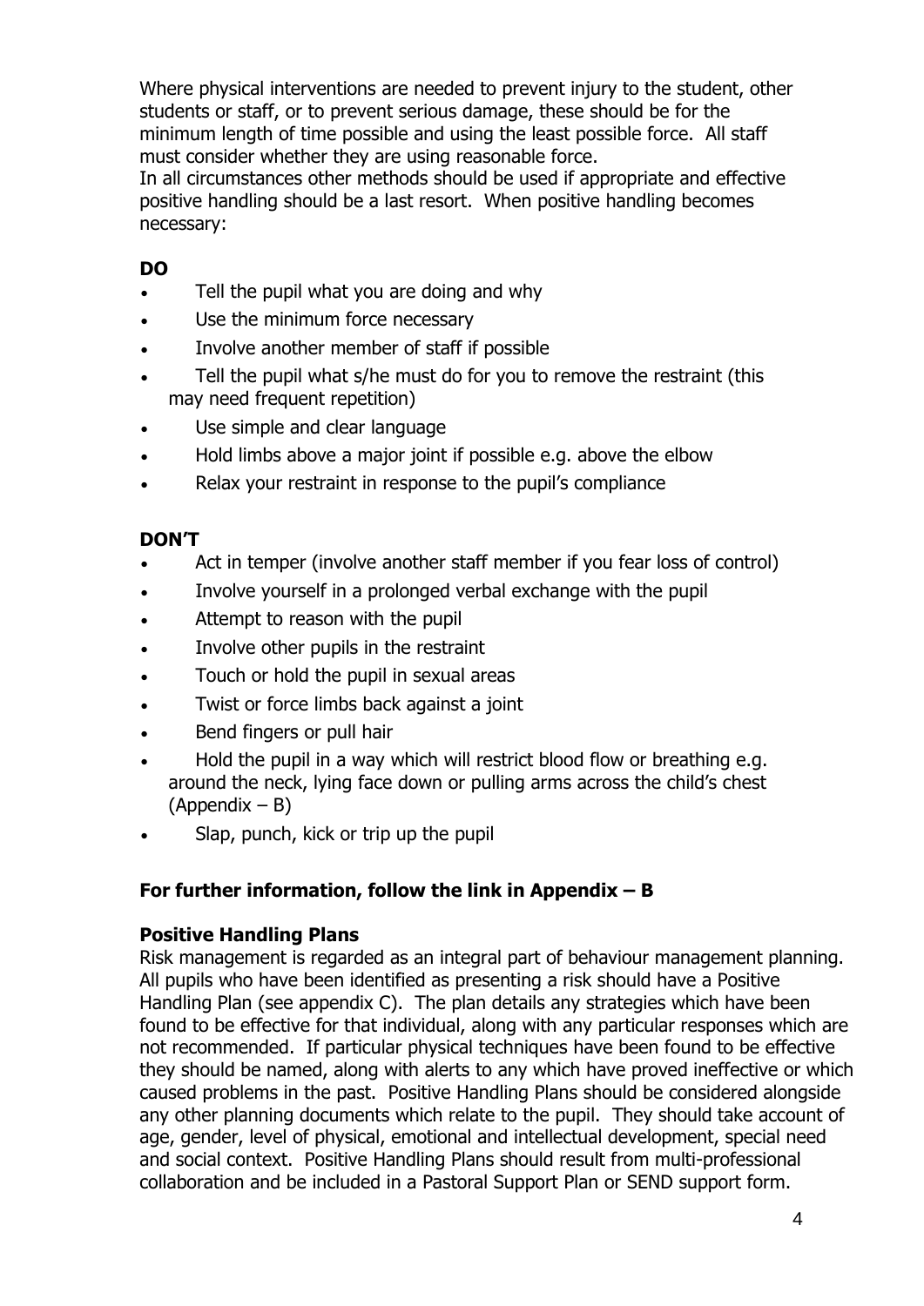Where physical interventions are needed to prevent injury to the student, other students or staff, or to prevent serious damage, these should be for the minimum length of time possible and using the least possible force. All staff must consider whether they are using reasonable force.
In all circumstances other methods should be used if appropriate and effective positive handling should be a last resort. When positive handling becomes necessary:

**DO**

- Tell the pupil what you are doing and why
- Use the minimum force necessary
- Involve another member of staff if possible
- Tell the pupil what s/he must do for you to remove the restraint (this may need frequent repetition)
- Use simple and clear language
- Hold limbs above a major joint if possible e.g. above the elbow
- Relax your restraint in response to the pupil's compliance

**DON'T**

- Act in temper (involve another staff member if you fear loss of control)
- Involve yourself in a prolonged verbal exchange with the pupil
- Attempt to reason with the pupil
- Involve other pupils in the restraint
- Touch or hold the pupil in sexual areas
- Twist or force limbs back against a joint
- Bend fingers or pull hair
- Hold the pupil in a way which will restrict blood flow or breathing e.g. around the neck, lying face down or pulling arms across the child's chest (Appendix – B)
- Slap, punch, kick or trip up the pupil

**For further information, follow the link in Appendix – B**

**Positive Handling Plans**

Risk management is regarded as an integral part of behaviour management planning. All pupils who have been identified as presenting a risk should have a Positive Handling Plan (see appendix C). The plan details any strategies which have been found to be effective for that individual, along with any particular responses which are not recommended. If particular physical techniques have been found to be effective they should be named, along with alerts to any which have proved ineffective or which caused problems in the past. Positive Handling Plans should be considered alongside any other planning documents which relate to the pupil. They should take account of age, gender, level of physical, emotional and intellectual development, special need and social context. Positive Handling Plans should result from multi-professional collaboration and be included in a Pastoral Support Plan or SEND support form.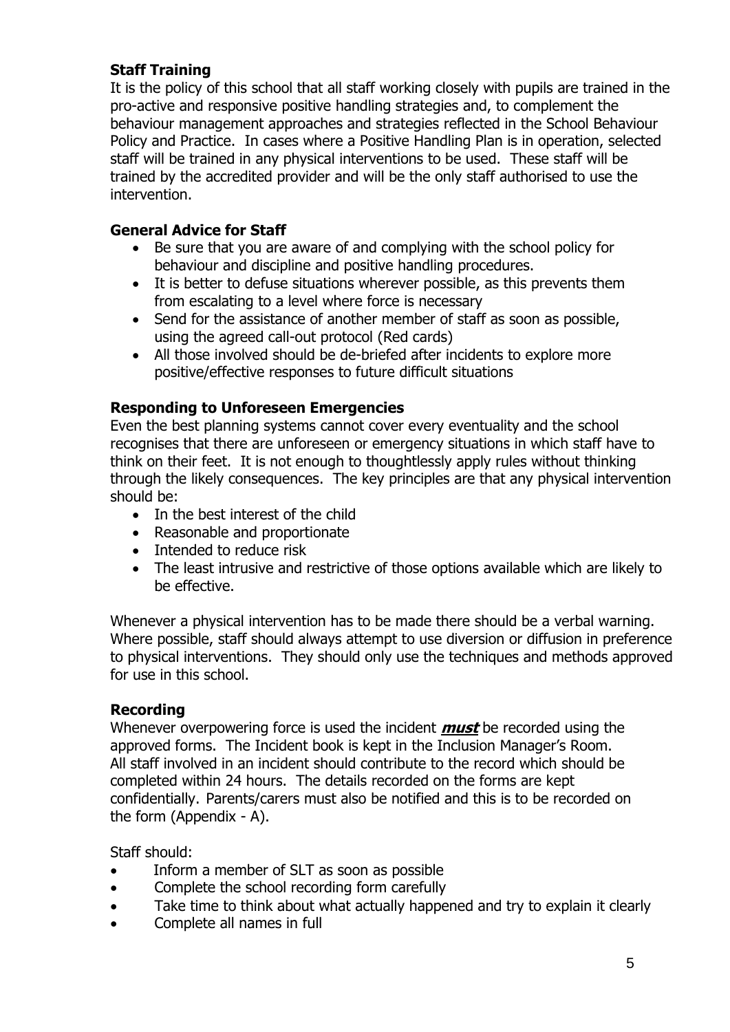### Staff Training

It is the policy of this school that all staff working closely with pupils are trained in the pro-active and responsive positive handling strategies and, to complement the behaviour management approaches and strategies reflected in the School Behaviour Policy and Practice. In cases where a Positive Handling Plan is in operation, selected staff will be trained in any physical interventions to be used. These staff will be trained by the accredited provider and will be the only staff authorised to use the intervention.

### General Advice for Staff

- Be sure that you are aware of and complying with the school policy for behaviour and discipline and positive handling procedures.
- It is better to defuse situations wherever possible, as this prevents them from escalating to a level where force is necessary
- Send for the assistance of another member of staff as soon as possible, using the agreed call-out protocol (Red cards)
- All those involved should be de-briefed after incidents to explore more positive/effective responses to future difficult situations

### Responding to Unforeseen Emergencies

Even the best planning systems cannot cover every eventuality and the school recognises that there are unforeseen or emergency situations in which staff have to think on their feet. It is not enough to thoughtlessly apply rules without thinking through the likely consequences. The key principles are that any physical intervention should be:

- In the best interest of the child
- Reasonable and proportionate
- Intended to reduce risk
- The least intrusive and restrictive of those options available which are likely to be effective.

Whenever a physical intervention has to be made there should be a verbal warning. Where possible, staff should always attempt to use diversion or diffusion in preference to physical interventions. They should only use the techniques and methods approved for use in this school.

### Recording

Whenever overpowering force is used the incident ***must*** be recorded using the approved forms. The Incident book is kept in the Inclusion Manager's Room. All staff involved in an incident should contribute to the record which should be completed within 24 hours. The details recorded on the forms are kept confidentially. Parents/carers must also be notified and this is to be recorded on the form (Appendix - A).

Staff should:

- Inform a member of SLT as soon as possible
- Complete the school recording form carefully
- Take time to think about what actually happened and try to explain it clearly
- Complete all names in full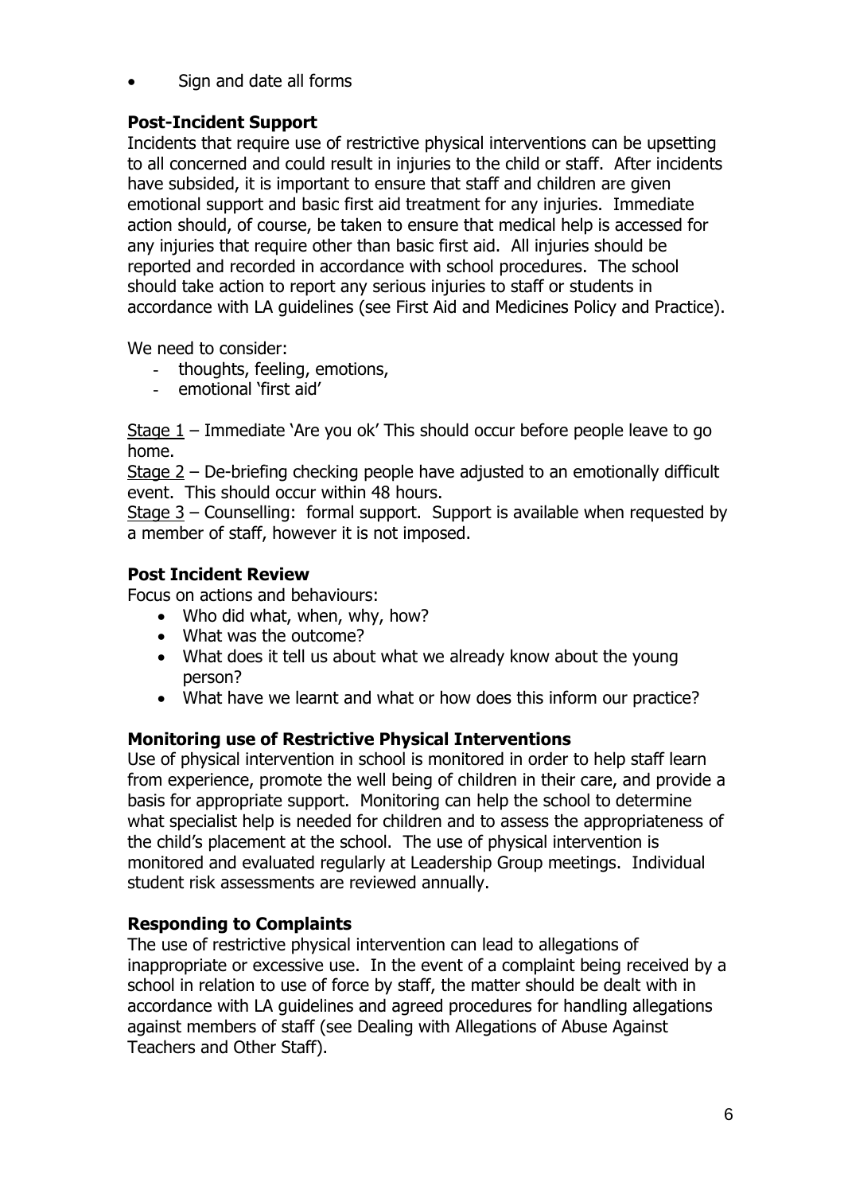- Sign and date all forms

**Post-Incident Support**

Incidents that require use of restrictive physical interventions can be upsetting to all concerned and could result in injuries to the child or staff. After incidents have subsided, it is important to ensure that staff and children are given emotional support and basic first aid treatment for any injuries. Immediate action should, of course, be taken to ensure that medical help is accessed for any injuries that require other than basic first aid. All injuries should be reported and recorded in accordance with school procedures. The school should take action to report any serious injuries to staff or students in accordance with LA guidelines (see First Aid and Medicines Policy and Practice).

We need to consider:

- thoughts, feeling, emotions,
- emotional 'first aid'

Stage 1 – Immediate 'Are you ok' This should occur before people leave to go home.
Stage 2 – De-briefing checking people have adjusted to an emotionally difficult event. This should occur within 48 hours.
Stage 3 – Counselling: formal support. Support is available when requested by a member of staff, however it is not imposed.

**Post Incident Review**

Focus on actions and behaviours:

- Who did what, when, why, how?
- What was the outcome?
- What does it tell us about what we already know about the young person?
- What have we learnt and what or how does this inform our practice?

**Monitoring use of Restrictive Physical Interventions**

Use of physical intervention in school is monitored in order to help staff learn from experience, promote the well being of children in their care, and provide a basis for appropriate support. Monitoring can help the school to determine what specialist help is needed for children and to assess the appropriateness of the child's placement at the school. The use of physical intervention is monitored and evaluated regularly at Leadership Group meetings. Individual student risk assessments are reviewed annually.

**Responding to Complaints**

The use of restrictive physical intervention can lead to allegations of inappropriate or excessive use. In the event of a complaint being received by a school in relation to use of force by staff, the matter should be dealt with in accordance with LA guidelines and agreed procedures for handling allegations against members of staff (see Dealing with Allegations of Abuse Against Teachers and Other Staff).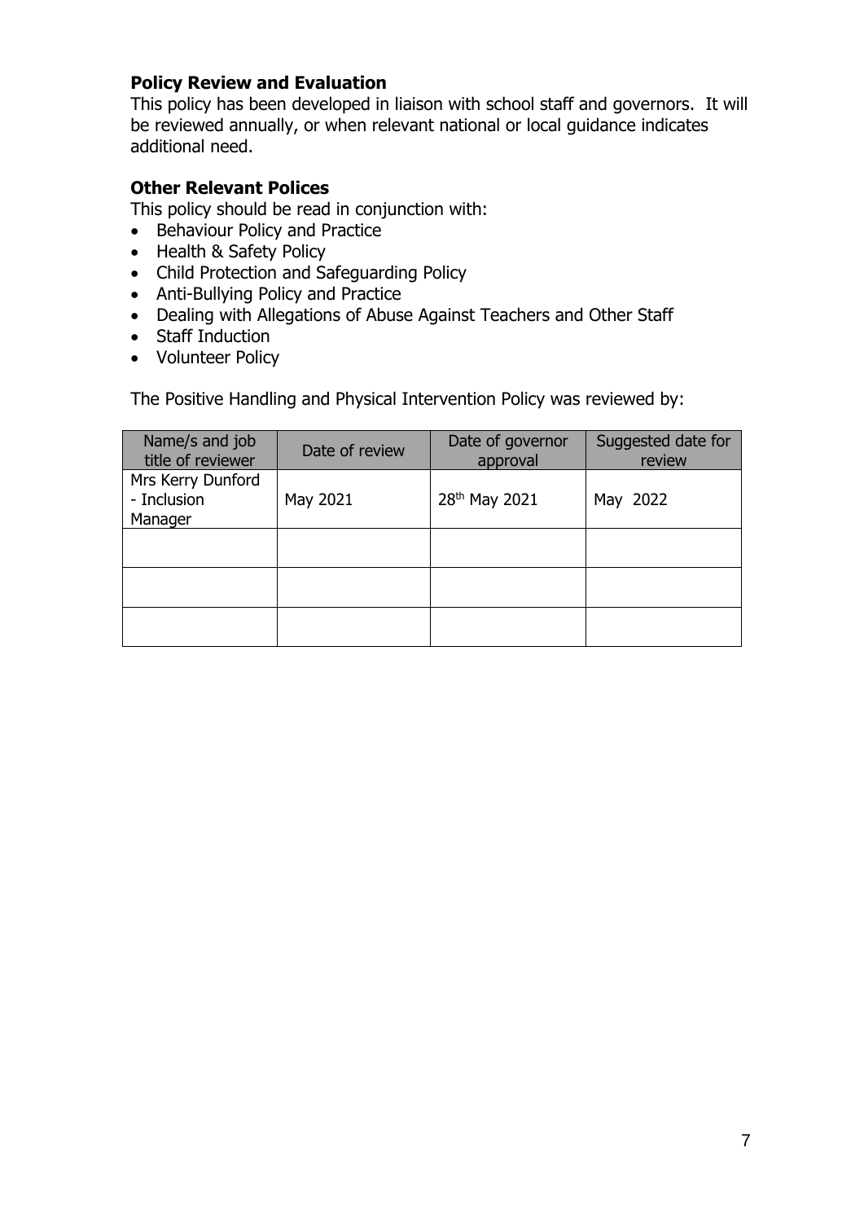### Policy Review and Evaluation

This policy has been developed in liaison with school staff and governors. It will be reviewed annually, or when relevant national or local guidance indicates additional need.

### Other Relevant Polices

This policy should be read in conjunction with:

- Behaviour Policy and Practice
- Health & Safety Policy
- Child Protection and Safeguarding Policy
- Anti-Bullying Policy and Practice
- Dealing with Allegations of Abuse Against Teachers and Other Staff
- Staff Induction
- Volunteer Policy

The Positive Handling and Physical Intervention Policy was reviewed by:

| Name/s and job title of reviewer | Date of review | Date of governor approval | Suggested date for review |
|---|---|---|---|
| Mrs Kerry Dunford - Inclusion Manager | May 2021 | 28th May 2021 | May 2022 |
| | | | |
| | | | |
| | | | |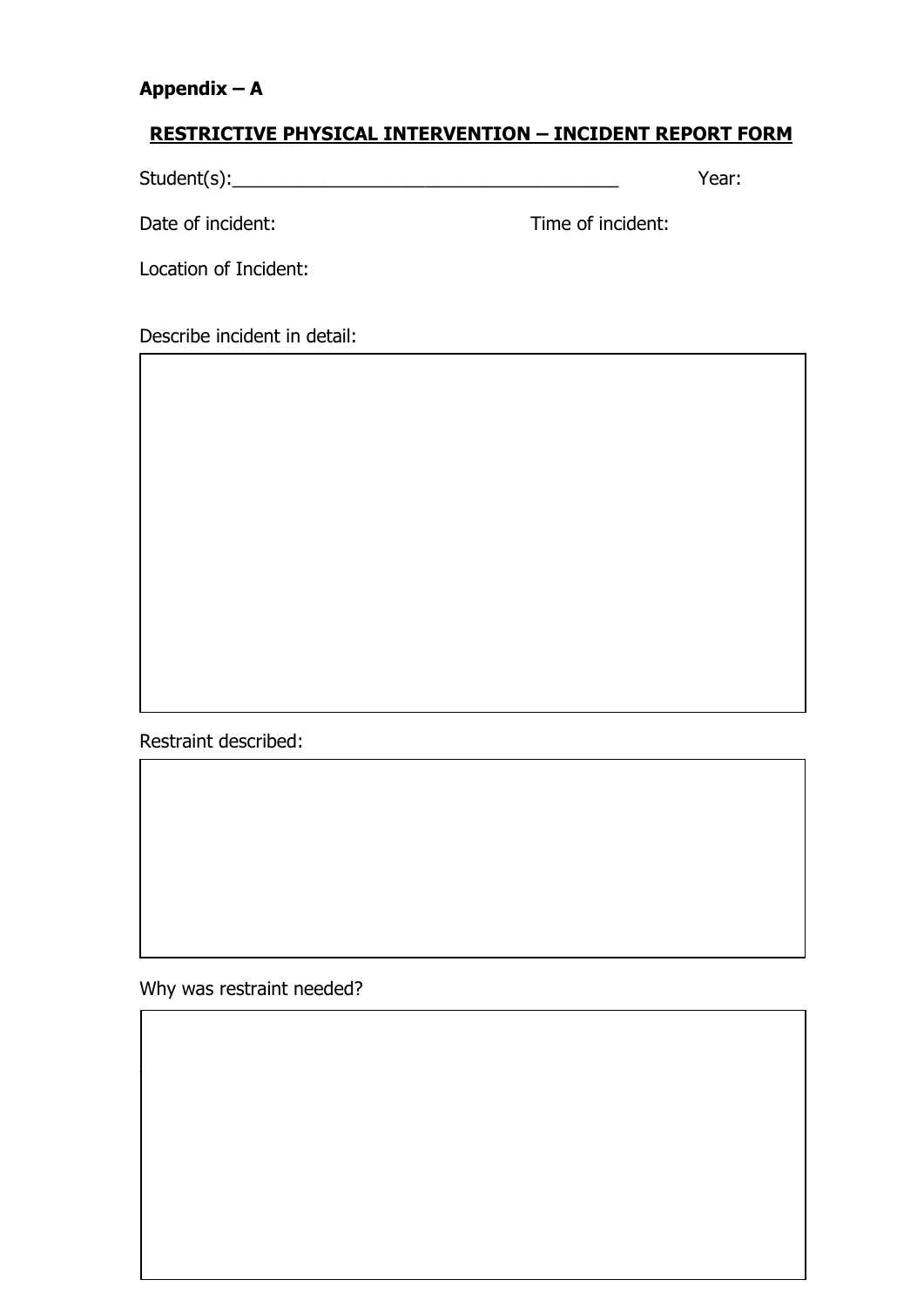**Appendix – A**

## RESTRICTIVE PHYSICAL INTERVENTION – INCIDENT REPORT FORM

Student(s):_______________________________________ Year:

Date of incident: Time of incident:

Location of Incident:

Describe incident in detail:

Restraint described:

Why was restraint needed?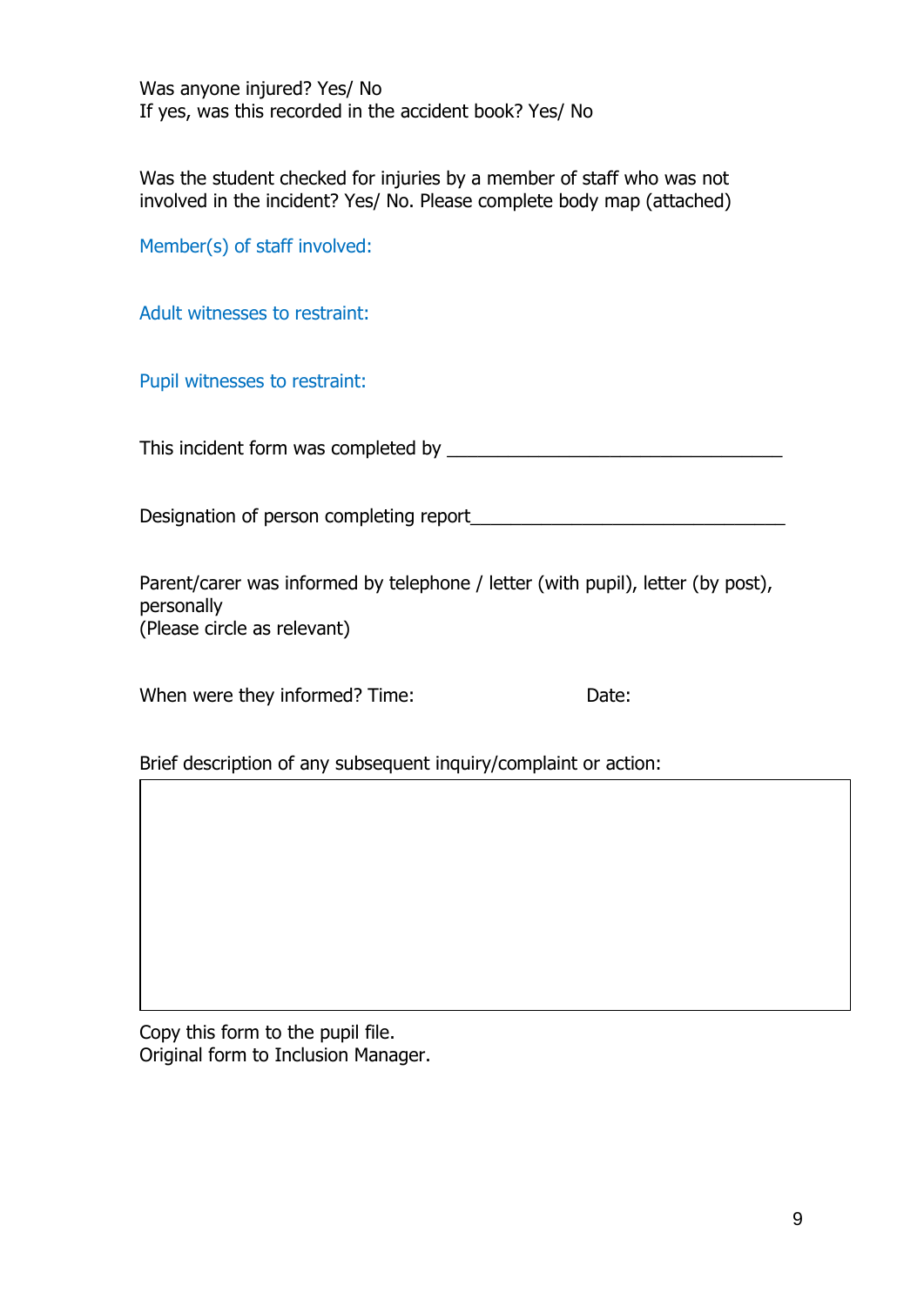Was anyone injured? Yes/ No
If yes, was this recorded in the accident book? Yes/ No

Was the student checked for injuries by a member of staff who was not involved in the incident? Yes/ No. Please complete body map (attached)

Member(s) of staff involved:

Adult witnesses to restraint:

Pupil witnesses to restraint:

This incident form was completed by ________________________________

Designation of person completing report______________________________

Parent/carer was informed by telephone / letter (with pupil), letter (by post), personally
(Please circle as relevant)

When were they informed? Time: Date:

Brief description of any subsequent inquiry/complaint or action:

| |
|---|
| |

Copy this form to the pupil file.
Original form to Inclusion Manager.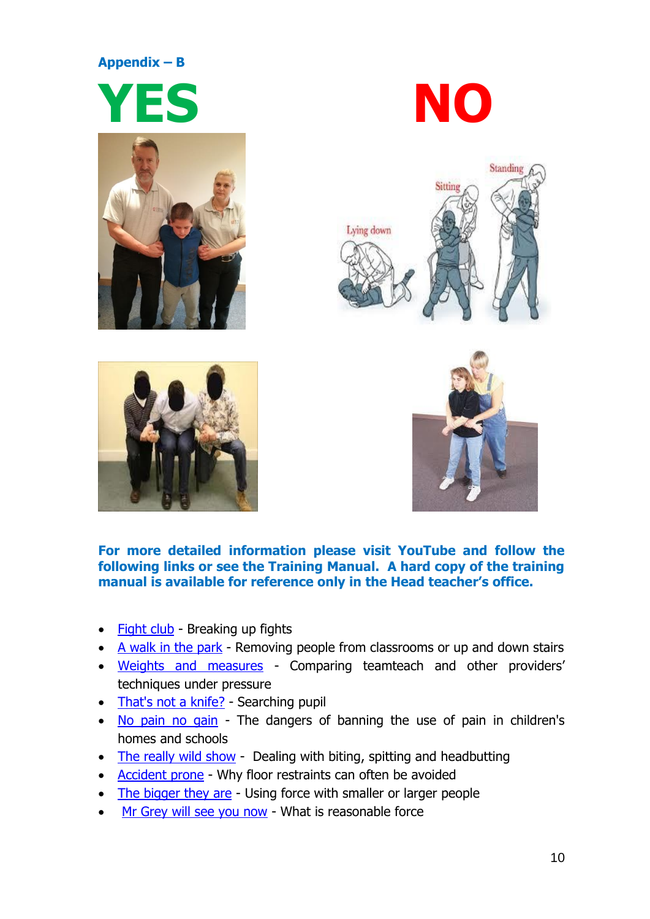## Appendix – B

**YES** **NO**

**For more detailed information please visit YouTube and follow the following links or see the Training Manual. A hard copy of the training manual is available for reference only in the Head teacher's office.**

- Fight club - Breaking up fights
- A walk in the park - Removing people from classrooms or up and down stairs
- Weights and measures - Comparing teamteach and other providers' techniques under pressure
- That's not a knife? - Searching pupil
- No pain no gain - The dangers of banning the use of pain in children's homes and schools
- The really wild show - Dealing with biting, spitting and headbutting
- Accident prone - Why floor restraints can often be avoided
- The bigger they are - Using force with smaller or larger people
- Mr Grey will see you now - What is reasonable force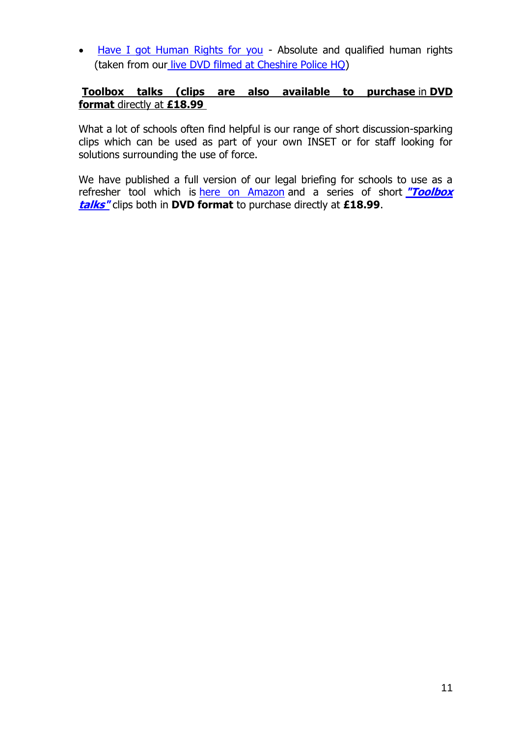- Have I got Human Rights for you - Absolute and qualified human rights (taken from our live DVD filmed at Cheshire Police HQ)

**Toolbox talks (clips are also available to purchase** in **DVD format** directly at **£18.99**

What a lot of schools often find helpful is our range of short discussion-sparking clips which can be used as part of your own INSET or for staff looking for solutions surrounding the use of force.

We have published a full version of our legal briefing for schools to use as a refresher tool which is here on Amazon and a series of short ***"Toolbox talks"*** clips both in **DVD format** to purchase directly at **£18.99**.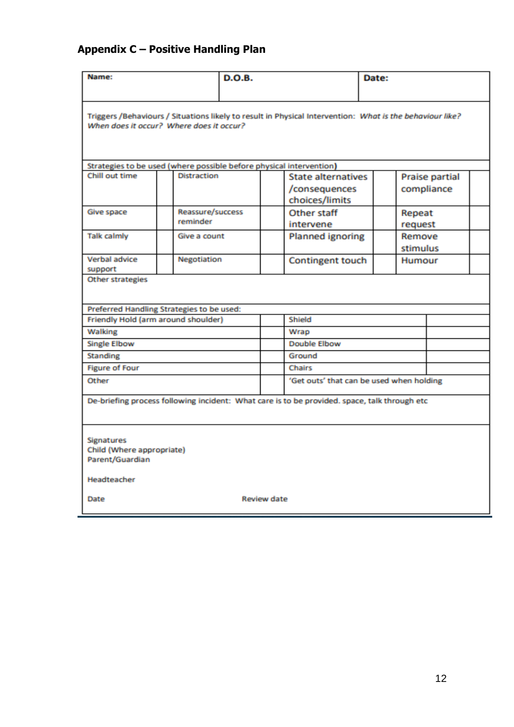## Appendix C – Positive Handling Plan

| **Name:** | **D.O.B.** | **Date:** |
|---|---|---|

Triggers /Behaviours / Situations likely to result in Physical Intervention: *What is the behaviour like? When does it occur? Where does it occur?*

Strategies to be used (where possible before physical intervention)

| | | | | | | | |
|---|---|---|---|---|---|---|---|
| Chill out time | | Distraction | | State alternatives /consequences choices/limits | | Praise partial compliance | |
| Give space | | Reassure/success reminder | | Other staff intervene | | Repeat request | |
| Talk calmly | | Give a count | | Planned ignoring | | Remove stimulus | |
| Verbal advice support | | Negotiation | | Contingent touch | | Humour | |

Other strategies

Preferred Handling Strategies to be used:

| | | | |
|---|---|---|---|
| Friendly Hold (arm around shoulder) | | Shield | |
| Walking | | Wrap | |
| Single Elbow | | Double Elbow | |
| Standing | | Ground | |
| Figure of Four | | Chairs | |
| Other | | 'Get outs' that can be used when holding | |

De-briefing process following incident: What care is to be provided. space, talk through etc

Signatures
Child (Where appropriate)
Parent/Guardian

Headteacher

Date Review date